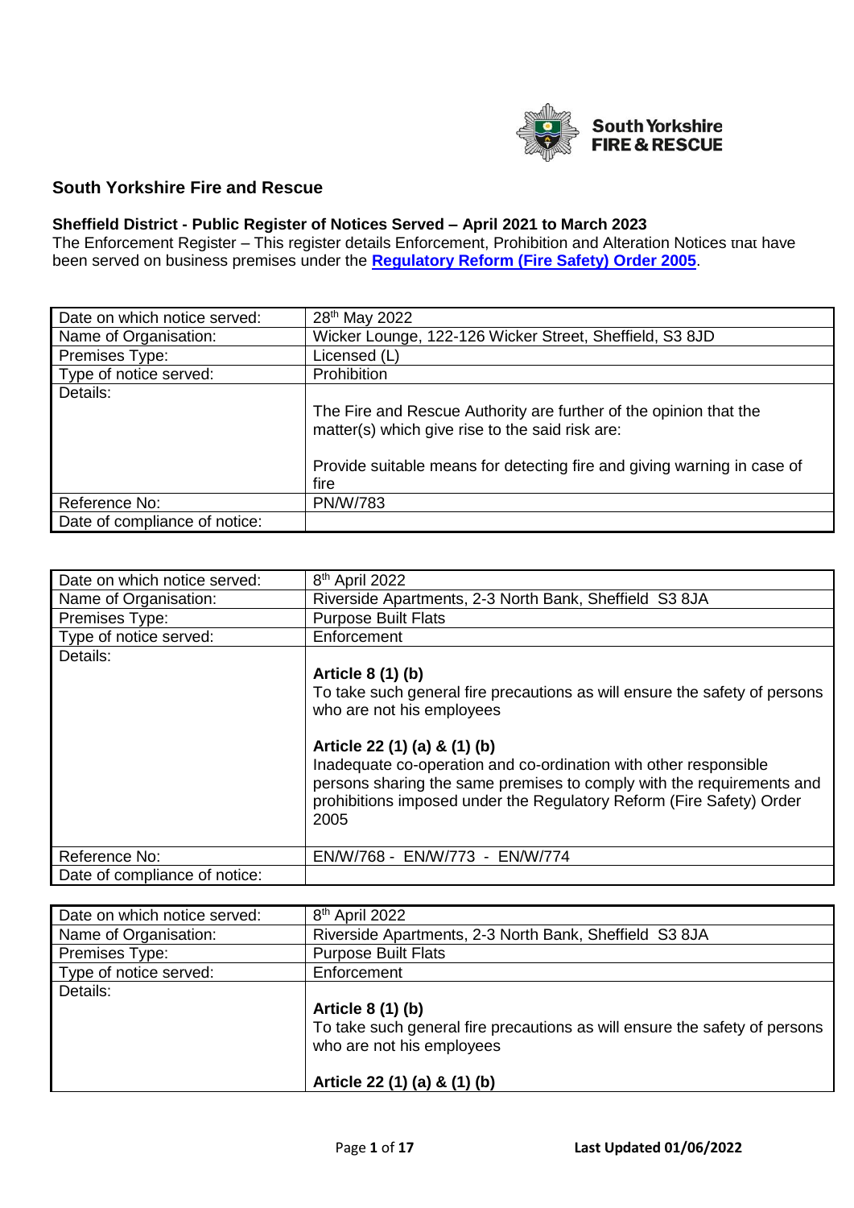South Yorkshire FIRE & RESCUE

## South Yorkshire Fire and Rescue

### Sheffield District - Public Register of Notices Served – April 2021 to March 2023

The Enforcement Register – This register details Enforcement, Prohibition and Alteration Notices that have been served on business premises under the **Regulatory Reform (Fire Safety) Order 2005**.

| | |
|---|---|
| Date on which notice served: | 28th May 2022 |
| Name of Organisation: | Wicker Lounge, 122-126 Wicker Street, Sheffield, S3 8JD |
| Premises Type: | Licensed (L) |
| Type of notice served: | Prohibition |
| Details: | The Fire and Rescue Authority are further of the opinion that the matter(s) which give rise to the said risk are:<br><br>Provide suitable means for detecting fire and giving warning in case of fire |
| Reference No: | PN/W/783 |
| Date of compliance of notice: | |

| | |
|---|---|
| Date on which notice served: | 8th April 2022 |
| Name of Organisation: | Riverside Apartments, 2-3 North Bank, Sheffield S3 8JA |
| Premises Type: | Purpose Built Flats |
| Type of notice served: | Enforcement |
| Details: | **Article 8 (1) (b)**<br>To take such general fire precautions as will ensure the safety of persons who are not his employees<br><br>**Article 22 (1) (a) & (1) (b)**<br>Inadequate co-operation and co-ordination with other responsible persons sharing the same premises to comply with the requirements and prohibitions imposed under the Regulatory Reform (Fire Safety) Order 2005 |
| Reference No: | EN/W/768 - EN/W/773 - EN/W/774 |
| Date of compliance of notice: | |

| | |
|---|---|
| Date on which notice served: | 8th April 2022 |
| Name of Organisation: | Riverside Apartments, 2-3 North Bank, Sheffield S3 8JA |
| Premises Type: | Purpose Built Flats |
| Type of notice served: | Enforcement |
| Details: | **Article 8 (1) (b)**<br>To take such general fire precautions as will ensure the safety of persons who are not his employees<br><br>**Article 22 (1) (a) & (1) (b)** |

Last Updated 01/06/2022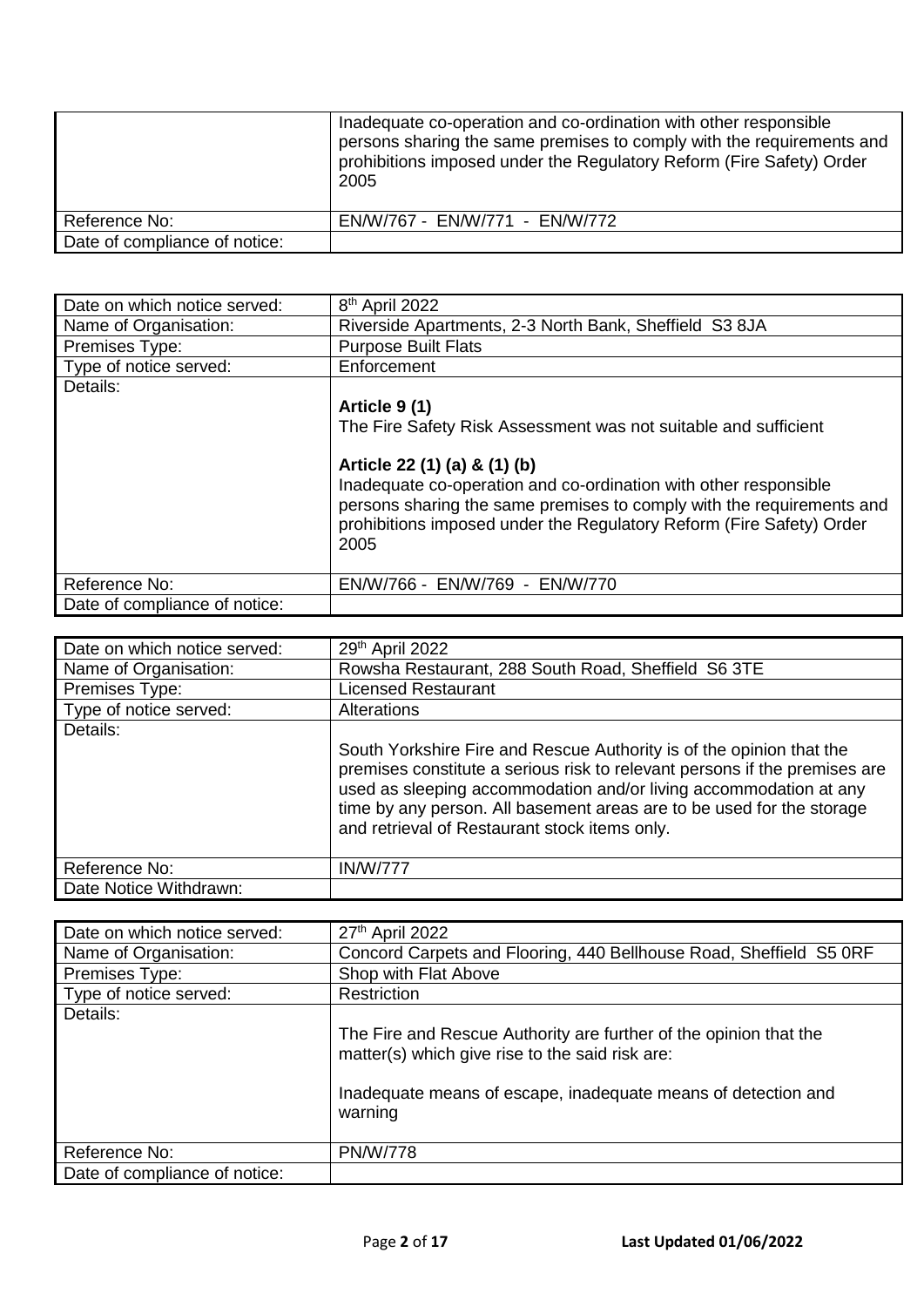|  | Inadequate co-operation and co-ordination with other responsible persons sharing the same premises to comply with the requirements and prohibitions imposed under the Regulatory Reform (Fire Safety) Order 2005 |
|---|---|
| Reference No: | EN/W/767 - EN/W/771 - EN/W/772 |
| Date of compliance of notice: |  |

| Date on which notice served: | 8th April 2022 |
|---|---|
| Name of Organisation: | Riverside Apartments, 2-3 North Bank, Sheffield S3 8JA |
| Premises Type: | Purpose Built Flats |
| Type of notice served: | Enforcement |
| Details: | **Article 9 (1)**<br>The Fire Safety Risk Assessment was not suitable and sufficient<br><br>**Article 22 (1) (a) & (1) (b)**<br>Inadequate co-operation and co-ordination with other responsible persons sharing the same premises to comply with the requirements and prohibitions imposed under the Regulatory Reform (Fire Safety) Order 2005 |
| Reference No: | EN/W/766 - EN/W/769 - EN/W/770 |
| Date of compliance of notice: |  |

| Date on which notice served: | 29th April 2022 |
|---|---|
| Name of Organisation: | Rowsha Restaurant, 288 South Road, Sheffield S6 3TE |
| Premises Type: | Licensed Restaurant |
| Type of notice served: | Alterations |
| Details: | South Yorkshire Fire and Rescue Authority is of the opinion that the premises constitute a serious risk to relevant persons if the premises are used as sleeping accommodation and/or living accommodation at any time by any person. All basement areas are to be used for the storage and retrieval of Restaurant stock items only. |
| Reference No: | IN/W/777 |
| Date Notice Withdrawn: |  |

| Date on which notice served: | 27th April 2022 |
|---|---|
| Name of Organisation: | Concord Carpets and Flooring, 440 Bellhouse Road, Sheffield S5 0RF |
| Premises Type: | Shop with Flat Above |
| Type of notice served: | Restriction |
| Details: | The Fire and Rescue Authority are further of the opinion that the matter(s) which give rise to the said risk are:<br><br>Inadequate means of escape, inadequate means of detection and warning |
| Reference No: | PN/W/778 |
| Date of compliance of notice: |  |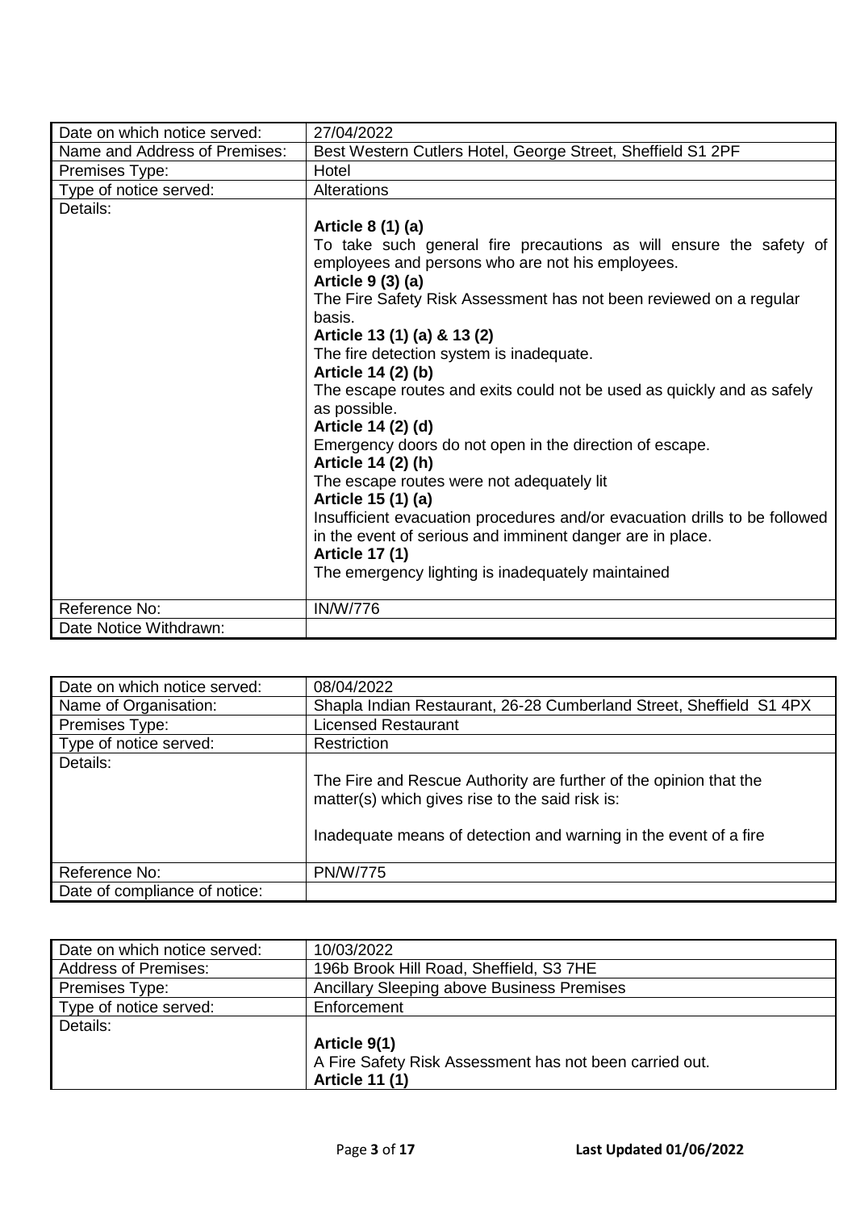| Date on which notice served: | 27/04/2022 |
|---|---|
| Name and Address of Premises: | Best Western Cutlers Hotel, George Street, Sheffield S1 2PF |
| Premises Type: | Hotel |
| Type of notice served: | Alterations |
| Details: | **Article 8 (1) (a)**<br>To take such general fire precautions as will ensure the safety of employees and persons who are not his employees.<br>**Article 9 (3) (a)**<br>The Fire Safety Risk Assessment has not been reviewed on a regular basis.<br>**Article 13 (1) (a) & 13 (2)**<br>The fire detection system is inadequate.<br>**Article 14 (2) (b)**<br>The escape routes and exits could not be used as quickly and as safely as possible.<br>**Article 14 (2) (d)**<br>Emergency doors do not open in the direction of escape.<br>**Article 14 (2) (h)**<br>The escape routes were not adequately lit<br>**Article 15 (1) (a)**<br>Insufficient evacuation procedures and/or evacuation drills to be followed in the event of serious and imminent danger are in place.<br>**Article 17 (1)**<br>The emergency lighting is inadequately maintained |
| Reference No: | IN/W/776 |
| Date Notice Withdrawn: | |

| Date on which notice served: | 08/04/2022 |
|---|---|
| Name of Organisation: | Shapla Indian Restaurant, 26-28 Cumberland Street, Sheffield S1 4PX |
| Premises Type: | Licensed Restaurant |
| Type of notice served: | Restriction |
| Details: | The Fire and Rescue Authority are further of the opinion that the matter(s) which gives rise to the said risk is:<br><br>Inadequate means of detection and warning in the event of a fire |
| Reference No: | PN/W/775 |
| Date of compliance of notice: | |

| Date on which notice served: | 10/03/2022 |
|---|---|
| Address of Premises: | 196b Brook Hill Road, Sheffield, S3 7HE |
| Premises Type: | Ancillary Sleeping above Business Premises |
| Type of notice served: | Enforcement |
| Details: | **Article 9(1)**<br>A Fire Safety Risk Assessment has not been carried out.<br>**Article 11 (1)** |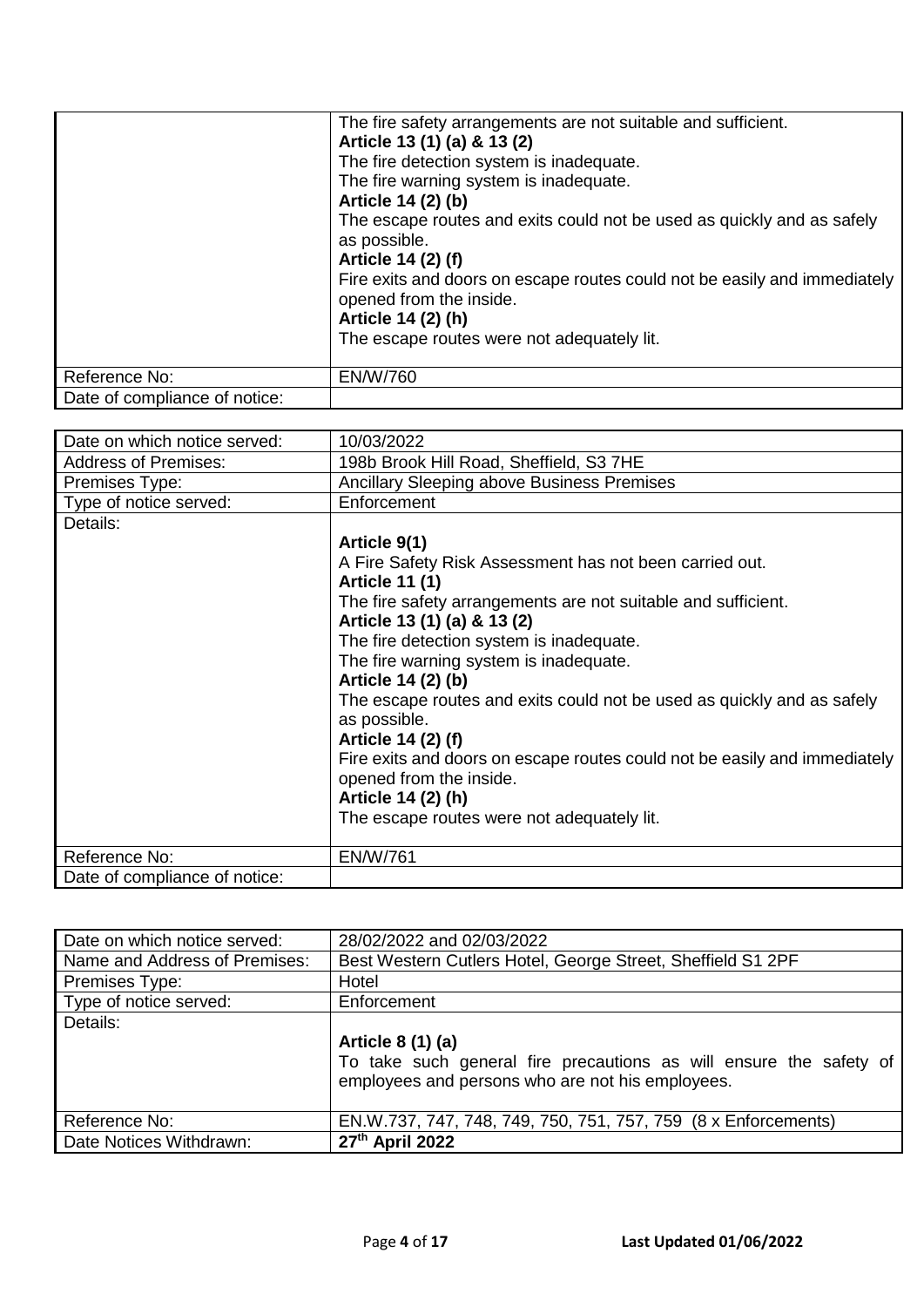| | |
|---|---|
| | The fire safety arrangements are not suitable and sufficient.<br>**Article 13 (1) (a) & 13 (2)**<br>The fire detection system is inadequate.<br>The fire warning system is inadequate.<br>**Article 14 (2) (b)**<br>The escape routes and exits could not be used as quickly and as safely as possible.<br>**Article 14 (2) (f)**<br>Fire exits and doors on escape routes could not be easily and immediately opened from the inside.<br>**Article 14 (2) (h)**<br>The escape routes were not adequately lit. |
| Reference No: | EN/W/760 |
| Date of compliance of notice: | |

| | |
|---|---|
| Date on which notice served: | 10/03/2022 |
| Address of Premises: | 198b Brook Hill Road, Sheffield, S3 7HE |
| Premises Type: | Ancillary Sleeping above Business Premises |
| Type of notice served: | Enforcement |
| Details: | **Article 9(1)**<br>A Fire Safety Risk Assessment has not been carried out.<br>**Article 11 (1)**<br>The fire safety arrangements are not suitable and sufficient.<br>**Article 13 (1) (a) & 13 (2)**<br>The fire detection system is inadequate.<br>The fire warning system is inadequate.<br>**Article 14 (2) (b)**<br>The escape routes and exits could not be used as quickly and as safely as possible.<br>**Article 14 (2) (f)**<br>Fire exits and doors on escape routes could not be easily and immediately opened from the inside.<br>**Article 14 (2) (h)**<br>The escape routes were not adequately lit. |
| Reference No: | EN/W/761 |
| Date of compliance of notice: | |

| | |
|---|---|
| Date on which notice served: | 28/02/2022 and 02/03/2022 |
| Name and Address of Premises: | Best Western Cutlers Hotel, George Street, Sheffield S1 2PF |
| Premises Type: | Hotel |
| Type of notice served: | Enforcement |
| Details: | **Article 8 (1) (a)**<br>To take such general fire precautions as will ensure the safety of employees and persons who are not his employees. |
| Reference No: | EN.W.737, 747, 748, 749, 750, 751, 757, 759 (8 x Enforcements) |
| Date Notices Withdrawn: | **27th April 2022** |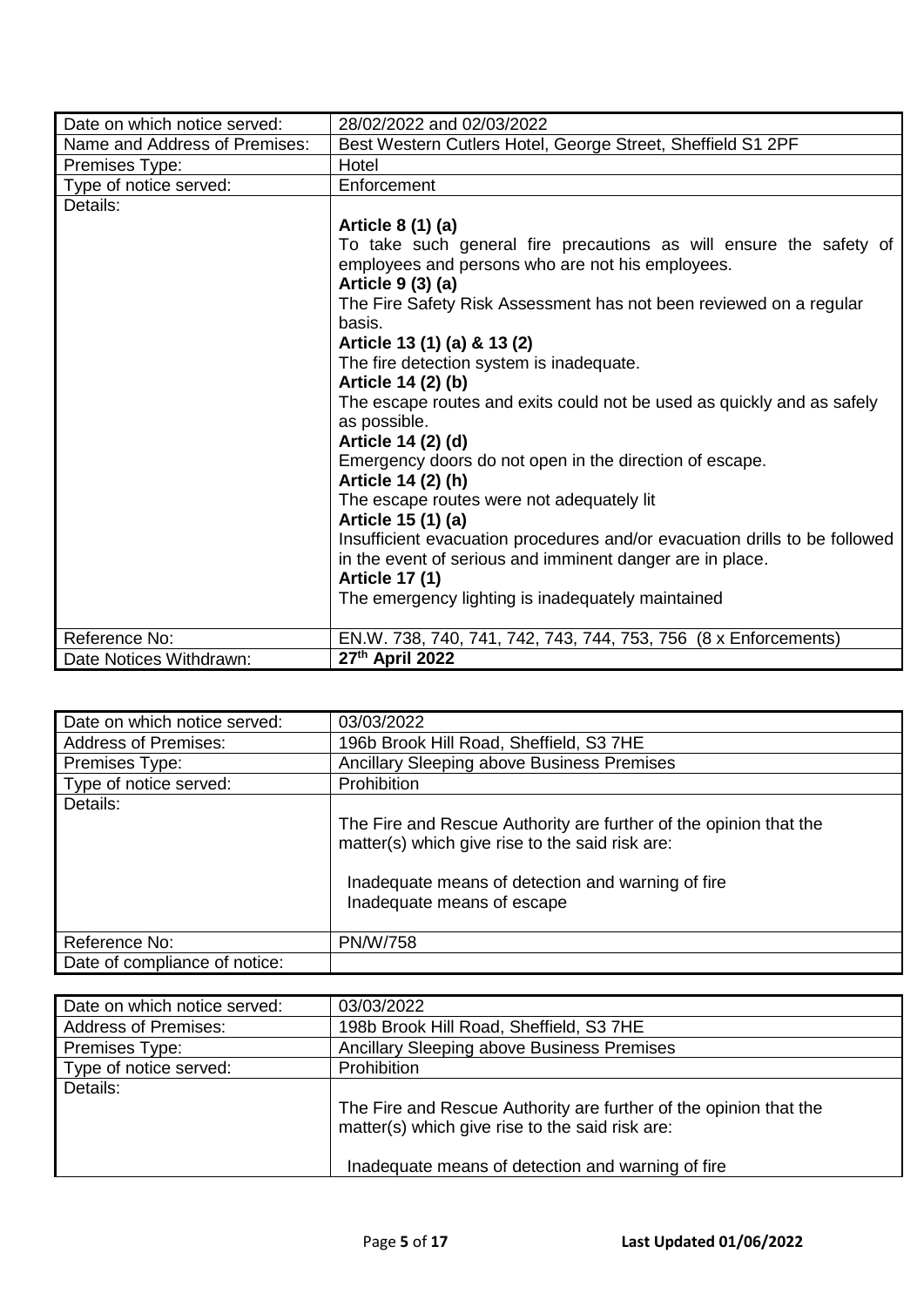| Date on which notice served: | 28/02/2022 and 02/03/2022 |
|---|---|
| Name and Address of Premises: | Best Western Cutlers Hotel, George Street, Sheffield S1 2PF |
| Premises Type: | Hotel |
| Type of notice served: | Enforcement |
| Details: | **Article 8 (1) (a)**<br>To take such general fire precautions as will ensure the safety of employees and persons who are not his employees.<br>**Article 9 (3) (a)**<br>The Fire Safety Risk Assessment has not been reviewed on a regular basis.<br>**Article 13 (1) (a) & 13 (2)**<br>The fire detection system is inadequate.<br>**Article 14 (2) (b)**<br>The escape routes and exits could not be used as quickly and as safely as possible.<br>**Article 14 (2) (d)**<br>Emergency doors do not open in the direction of escape.<br>**Article 14 (2) (h)**<br>The escape routes were not adequately lit<br>**Article 15 (1) (a)**<br>Insufficient evacuation procedures and/or evacuation drills to be followed in the event of serious and imminent danger are in place.<br>**Article 17 (1)**<br>The emergency lighting is inadequately maintained |
| Reference No: | EN.W. 738, 740, 741, 742, 743, 744, 753, 756 (8 x Enforcements) |
| Date Notices Withdrawn: | **27th April 2022** |

| Date on which notice served: | 03/03/2022 |
|---|---|
| Address of Premises: | 196b Brook Hill Road, Sheffield, S3 7HE |
| Premises Type: | Ancillary Sleeping above Business Premises |
| Type of notice served: | Prohibition |
| Details: | The Fire and Rescue Authority are further of the opinion that the matter(s) which give rise to the said risk are:<br><br>Inadequate means of detection and warning of fire<br>Inadequate means of escape |
| Reference No: | PN/W/758 |
| Date of compliance of notice: | |

| Date on which notice served: | 03/03/2022 |
|---|---|
| Address of Premises: | 198b Brook Hill Road, Sheffield, S3 7HE |
| Premises Type: | Ancillary Sleeping above Business Premises |
| Type of notice served: | Prohibition |
| Details: | The Fire and Rescue Authority are further of the opinion that the matter(s) which give rise to the said risk are:<br><br>Inadequate means of detection and warning of fire |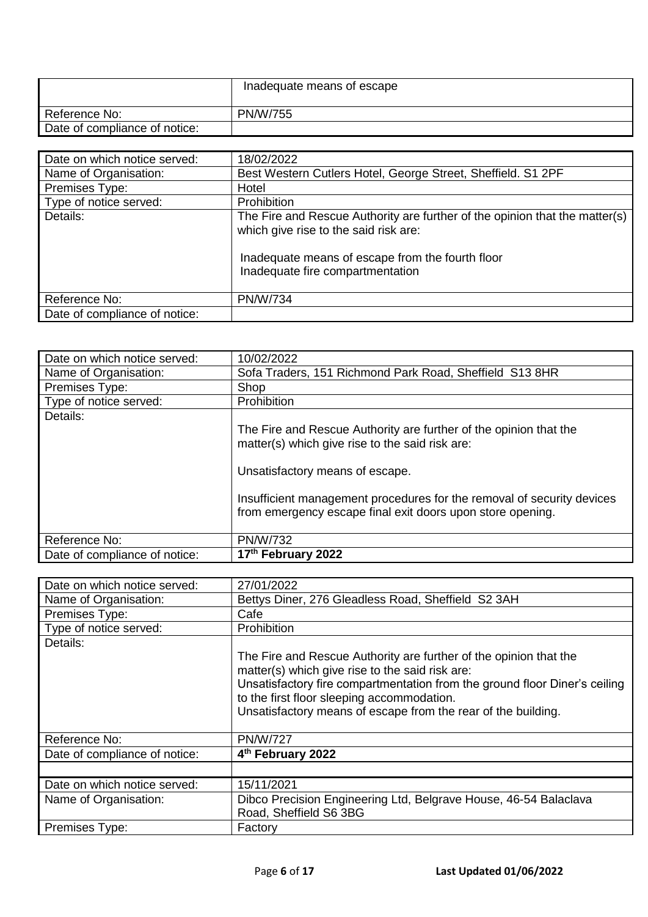| | Inadequate means of escape |
|---|---|
| Reference No: | PN/W/755 |
| Date of compliance of notice: | |

| Date on which notice served: | 18/02/2022 |
|---|---|
| Name of Organisation: | Best Western Cutlers Hotel, George Street, Sheffield. S1 2PF |
| Premises Type: | Hotel |
| Type of notice served: | Prohibition |
| Details: | The Fire and Rescue Authority are further of the opinion that the matter(s) which give rise to the said risk are:<br><br>Inadequate means of escape from the fourth floor<br>Inadequate fire compartmentation |
| Reference No: | PN/W/734 |
| Date of compliance of notice: | |

| Date on which notice served: | 10/02/2022 |
|---|---|
| Name of Organisation: | Sofa Traders, 151 Richmond Park Road, Sheffield S13 8HR |
| Premises Type: | Shop |
| Type of notice served: | Prohibition |
| Details: | The Fire and Rescue Authority are further of the opinion that the matter(s) which give rise to the said risk are:<br><br>Unsatisfactory means of escape.<br><br>Insufficient management procedures for the removal of security devices from emergency escape final exit doors upon store opening. |
| Reference No: | PN/W/732 |
| Date of compliance of notice: | **17th February 2022** |

| Date on which notice served: | 27/01/2022 |
|---|---|
| Name of Organisation: | Bettys Diner, 276 Gleadless Road, Sheffield S2 3AH |
| Premises Type: | Cafe |
| Type of notice served: | Prohibition |
| Details: | The Fire and Rescue Authority are further of the opinion that the matter(s) which give rise to the said risk are:<br>Unsatisfactory fire compartmentation from the ground floor Diner's ceiling to the first floor sleeping accommodation.<br>Unsatisfactory means of escape from the rear of the building. |
| Reference No: | PN/W/727 |
| Date of compliance of notice: | **4th February 2022** |
| | |
| Date on which notice served: | 15/11/2021 |
| Name of Organisation: | Dibco Precision Engineering Ltd, Belgrave House, 46-54 Balaclava Road, Sheffield S6 3BG |
| Premises Type: | Factory |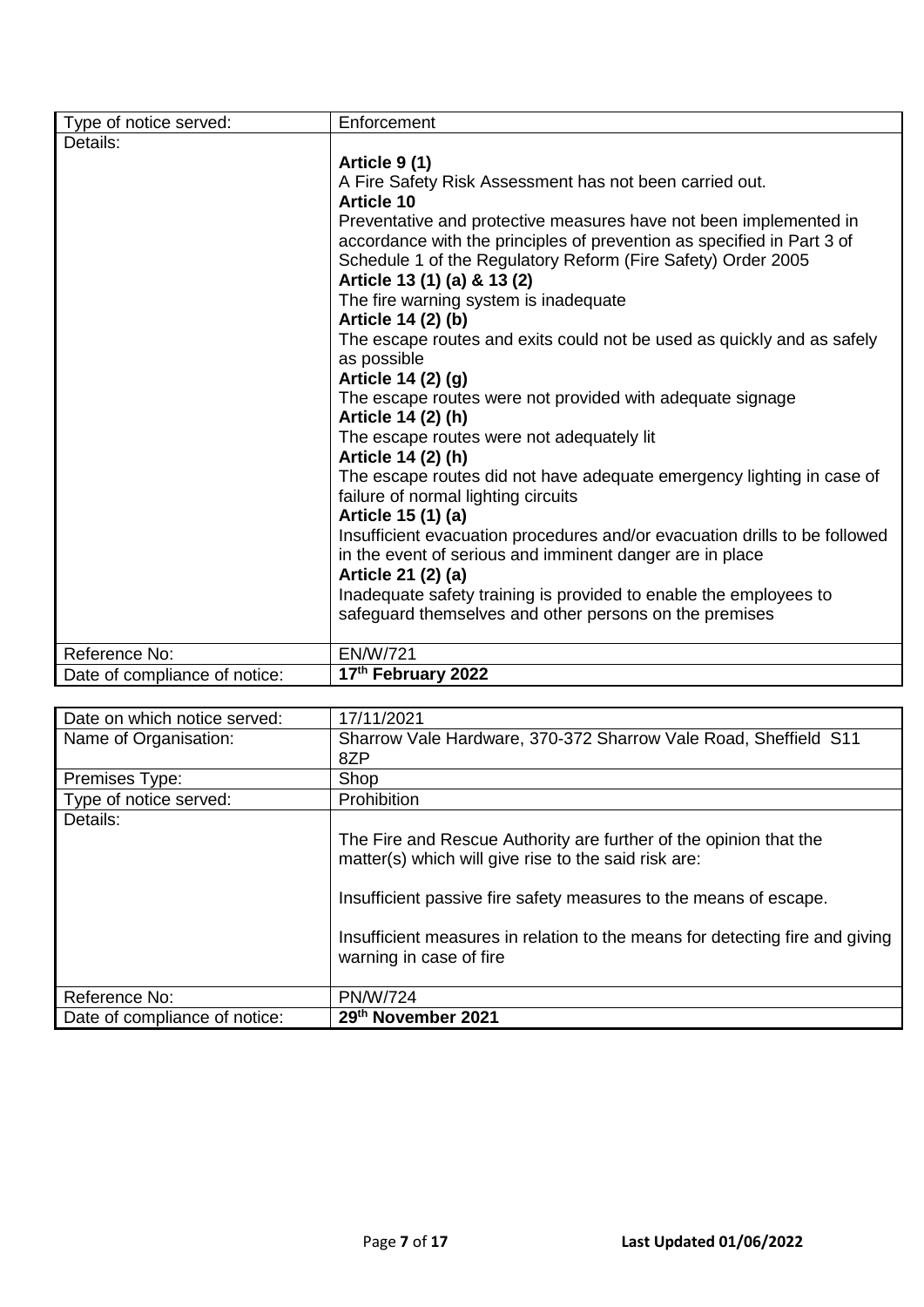| Type of notice served: | Enforcement |
|---|---|
| Details: | **Article 9 (1)**<br>A Fire Safety Risk Assessment has not been carried out.<br>**Article 10**<br>Preventative and protective measures have not been implemented in accordance with the principles of prevention as specified in Part 3 of Schedule 1 of the Regulatory Reform (Fire Safety) Order 2005<br>**Article 13 (1) (a) & 13 (2)**<br>The fire warning system is inadequate<br>**Article 14 (2) (b)**<br>The escape routes and exits could not be used as quickly and as safely as possible<br>**Article 14 (2) (g)**<br>The escape routes were not provided with adequate signage<br>**Article 14 (2) (h)**<br>The escape routes were not adequately lit<br>**Article 14 (2) (h)**<br>The escape routes did not have adequate emergency lighting in case of failure of normal lighting circuits<br>**Article 15 (1) (a)**<br>Insufficient evacuation procedures and/or evacuation drills to be followed in the event of serious and imminent danger are in place<br>**Article 21 (2) (a)**<br>Inadequate safety training is provided to enable the employees to safeguard themselves and other persons on the premises |
| Reference No: | EN/W/721 |
| Date of compliance of notice: | **17th February 2022** |

| Date on which notice served: | 17/11/2021 |
|---|---|
| Name of Organisation: | Sharrow Vale Hardware, 370-372 Sharrow Vale Road, Sheffield S11 8ZP |
| Premises Type: | Shop |
| Type of notice served: | Prohibition |
| Details: | The Fire and Rescue Authority are further of the opinion that the matter(s) which will give rise to the said risk are:<br><br>Insufficient passive fire safety measures to the means of escape.<br><br>Insufficient measures in relation to the means for detecting fire and giving warning in case of fire |
| Reference No: | PN/W/724 |
| Date of compliance of notice: | **29th November 2021** |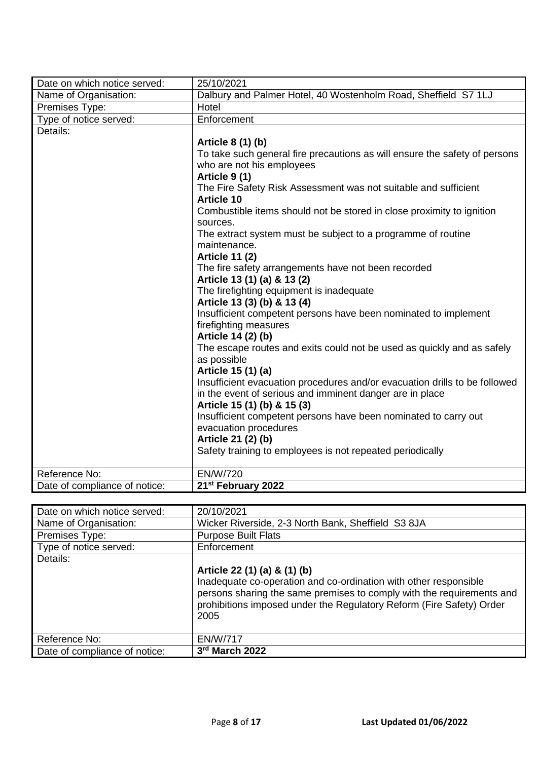| Date on which notice served: | 25/10/2021 |
| --- | --- |
| Name of Organisation: | Dalbury and Palmer Hotel, 40 Wostenholm Road, Sheffield S7 1LJ |
| Premises Type: | Hotel |
| Type of notice served: | Enforcement |
| Details: | **Article 8 (1) (b)**<br>To take such general fire precautions as will ensure the safety of persons who are not his employees<br>**Article 9 (1)**<br>The Fire Safety Risk Assessment was not suitable and sufficient<br>**Article 10**<br>Combustible items should not be stored in close proximity to ignition sources.<br>The extract system must be subject to a programme of routine maintenance.<br>**Article 11 (2)**<br>The fire safety arrangements have not been recorded<br>**Article 13 (1) (a) & 13 (2)**<br>The firefighting equipment is inadequate<br>**Article 13 (3) (b) & 13 (4)**<br>Insufficient competent persons have been nominated to implement firefighting measures<br>**Article 14 (2) (b)**<br>The escape routes and exits could not be used as quickly and as safely as possible<br>**Article 15 (1) (a)**<br>Insufficient evacuation procedures and/or evacuation drills to be followed in the event of serious and imminent danger are in place<br>**Article 15 (1) (b) & 15 (3)**<br>Insufficient competent persons have been nominated to carry out evacuation procedures<br>**Article 21 (2) (b)**<br>Safety training to employees is not repeated periodically |
| Reference No: | EN/W/720 |
| Date of compliance of notice: | **21st February 2022** |

| Date on which notice served: | 20/10/2021 |
| --- | --- |
| Name of Organisation: | Wicker Riverside, 2-3 North Bank, Sheffield S3 8JA |
| Premises Type: | Purpose Built Flats |
| Type of notice served: | Enforcement |
| Details: | **Article 22 (1) (a) & (1) (b)**<br>Inadequate co-operation and co-ordination with other responsible persons sharing the same premises to comply with the requirements and prohibitions imposed under the Regulatory Reform (Fire Safety) Order 2005 |
| Reference No: | EN/W/717 |
| Date of compliance of notice: | **3rd March 2022** |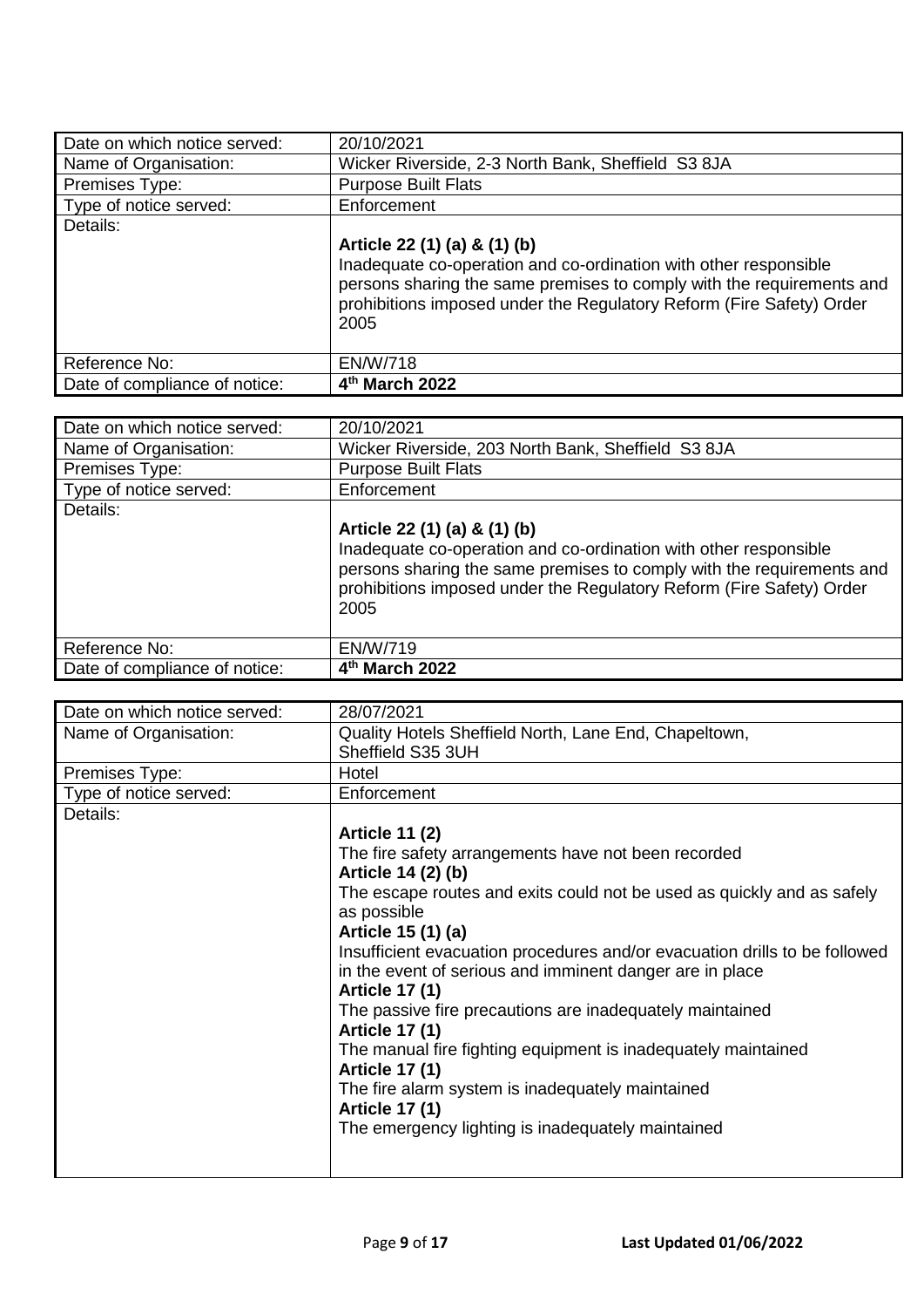| Date on which notice served: | 20/10/2021 |
|---|---|
| Name of Organisation: | Wicker Riverside, 2-3 North Bank, Sheffield S3 8JA |
| Premises Type: | Purpose Built Flats |
| Type of notice served: | Enforcement |
| Details: | **Article 22 (1) (a) & (1) (b)**<br>Inadequate co-operation and co-ordination with other responsible persons sharing the same premises to comply with the requirements and prohibitions imposed under the Regulatory Reform (Fire Safety) Order 2005 |
| Reference No: | EN/W/718 |
| Date of compliance of notice: | **4th March 2022** |

| Date on which notice served: | 20/10/2021 |
|---|---|
| Name of Organisation: | Wicker Riverside, 203 North Bank, Sheffield S3 8JA |
| Premises Type: | Purpose Built Flats |
| Type of notice served: | Enforcement |
| Details: | **Article 22 (1) (a) & (1) (b)**<br>Inadequate co-operation and co-ordination with other responsible persons sharing the same premises to comply with the requirements and prohibitions imposed under the Regulatory Reform (Fire Safety) Order 2005 |
| Reference No: | EN/W/719 |
| Date of compliance of notice: | **4th March 2022** |

| Date on which notice served: | 28/07/2021 |
|---|---|
| Name of Organisation: | Quality Hotels Sheffield North, Lane End, Chapeltown, Sheffield S35 3UH |
| Premises Type: | Hotel |
| Type of notice served: | Enforcement |
| Details: | **Article 11 (2)**<br>The fire safety arrangements have not been recorded<br>**Article 14 (2) (b)**<br>The escape routes and exits could not be used as quickly and as safely as possible<br>**Article 15 (1) (a)**<br>Insufficient evacuation procedures and/or evacuation drills to be followed in the event of serious and imminent danger are in place<br>**Article 17 (1)**<br>The passive fire precautions are inadequately maintained<br>**Article 17 (1)**<br>The manual fire fighting equipment is inadequately maintained<br>**Article 17 (1)**<br>The fire alarm system is inadequately maintained<br>**Article 17 (1)**<br>The emergency lighting is inadequately maintained |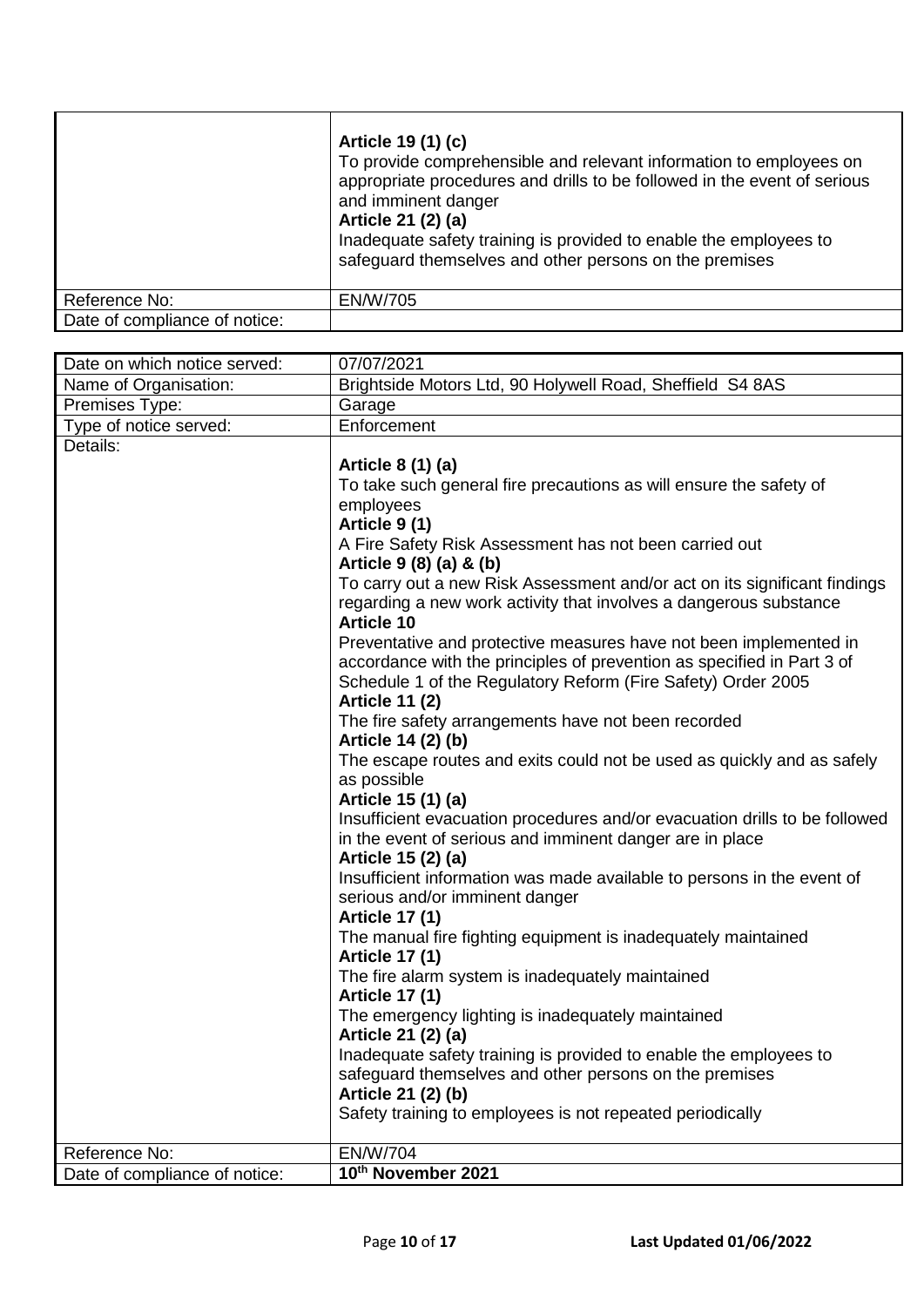| | |
|---|---|
| | **Article 19 (1) (c)**<br>To provide comprehensible and relevant information to employees on appropriate procedures and drills to be followed in the event of serious and imminent danger<br>**Article 21 (2) (a)**<br>Inadequate safety training is provided to enable the employees to safeguard themselves and other persons on the premises |
| Reference No: | EN/W/705 |
| Date of compliance of notice: | |

| | |
|---|---|
| Date on which notice served: | 07/07/2021 |
| Name of Organisation: | Brightside Motors Ltd, 90 Holywell Road, Sheffield S4 8AS |
| Premises Type: | Garage |
| Type of notice served: | Enforcement |
| Details: | **Article 8 (1) (a)**<br>To take such general fire precautions as will ensure the safety of employees<br>**Article 9 (1)**<br>A Fire Safety Risk Assessment has not been carried out<br>**Article 9 (8) (a) & (b)**<br>To carry out a new Risk Assessment and/or act on its significant findings regarding a new work activity that involves a dangerous substance<br>**Article 10**<br>Preventative and protective measures have not been implemented in accordance with the principles of prevention as specified in Part 3 of Schedule 1 of the Regulatory Reform (Fire Safety) Order 2005<br>**Article 11 (2)**<br>The fire safety arrangements have not been recorded<br>**Article 14 (2) (b)**<br>The escape routes and exits could not be used as quickly and as safely as possible<br>**Article 15 (1) (a)**<br>Insufficient evacuation procedures and/or evacuation drills to be followed in the event of serious and imminent danger are in place<br>**Article 15 (2) (a)**<br>Insufficient information was made available to persons in the event of serious and/or imminent danger<br>**Article 17 (1)**<br>The manual fire fighting equipment is inadequately maintained<br>**Article 17 (1)**<br>The fire alarm system is inadequately maintained<br>**Article 17 (1)**<br>The emergency lighting is inadequately maintained<br>**Article 21 (2) (a)**<br>Inadequate safety training is provided to enable the employees to safeguard themselves and other persons on the premises<br>**Article 21 (2) (b)**<br>Safety training to employees is not repeated periodically |
| Reference No: | EN/W/704 |
| Date of compliance of notice: | **10th November 2021** |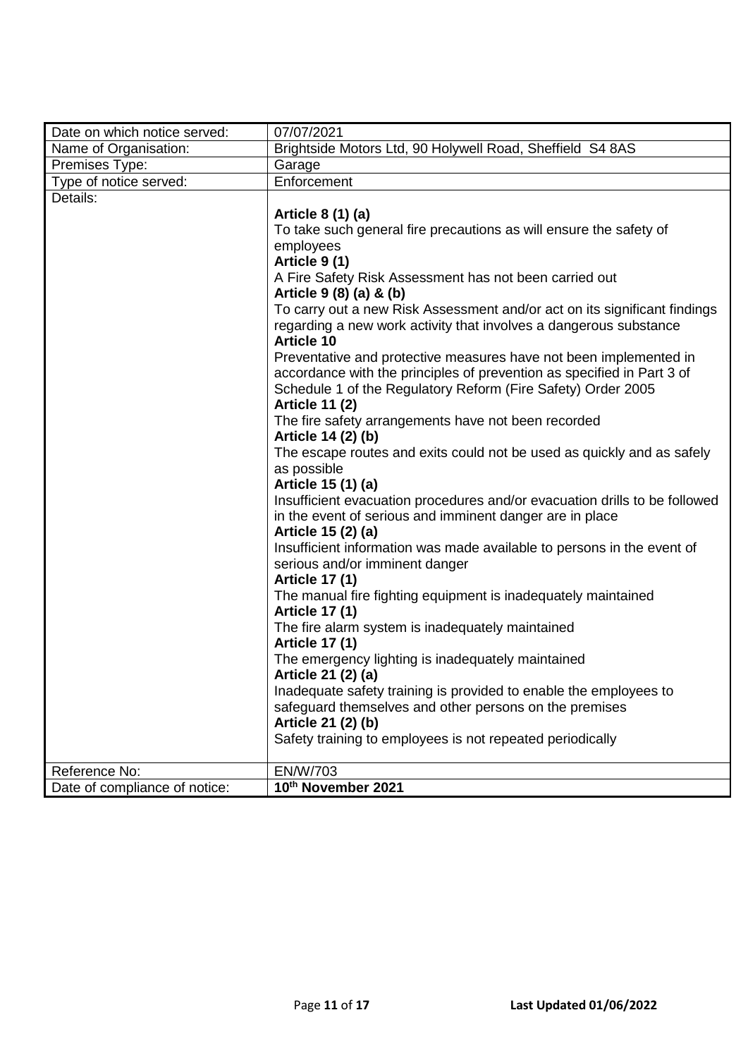| Date on which notice served: | 07/07/2021 |
| --- | --- |
| Name of Organisation: | Brightside Motors Ltd, 90 Holywell Road, Sheffield S4 8AS |
| Premises Type: | Garage |
| Type of notice served: | Enforcement |
| Details: | **Article 8 (1) (a)**<br>To take such general fire precautions as will ensure the safety of employees<br>**Article 9 (1)**<br>A Fire Safety Risk Assessment has not been carried out<br>**Article 9 (8) (a) & (b)**<br>To carry out a new Risk Assessment and/or act on its significant findings regarding a new work activity that involves a dangerous substance<br>**Article 10**<br>Preventative and protective measures have not been implemented in accordance with the principles of prevention as specified in Part 3 of Schedule 1 of the Regulatory Reform (Fire Safety) Order 2005<br>**Article 11 (2)**<br>The fire safety arrangements have not been recorded<br>**Article 14 (2) (b)**<br>The escape routes and exits could not be used as quickly and as safely as possible<br>**Article 15 (1) (a)**<br>Insufficient evacuation procedures and/or evacuation drills to be followed in the event of serious and imminent danger are in place<br>**Article 15 (2) (a)**<br>Insufficient information was made available to persons in the event of serious and/or imminent danger<br>**Article 17 (1)**<br>The manual fire fighting equipment is inadequately maintained<br>**Article 17 (1)**<br>The fire alarm system is inadequately maintained<br>**Article 17 (1)**<br>The emergency lighting is inadequately maintained<br>**Article 21 (2) (a)**<br>Inadequate safety training is provided to enable the employees to safeguard themselves and other persons on the premises<br>**Article 21 (2) (b)**<br>Safety training to employees is not repeated periodically |
| Reference No: | EN/W/703 |
| Date of compliance of notice: | **10th November 2021** |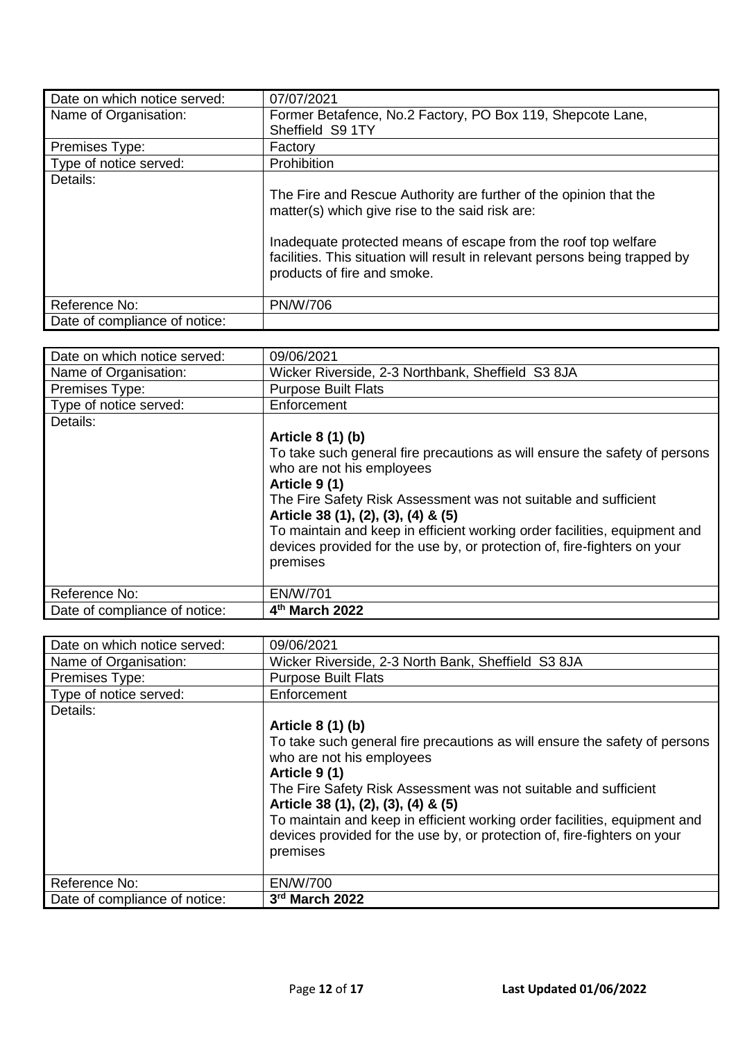| Date on which notice served: | 07/07/2021 |
|---|---|
| Name of Organisation: | Former Betafence, No.2 Factory, PO Box 119, Shepcote Lane, Sheffield S9 1TY |
| Premises Type: | Factory |
| Type of notice served: | Prohibition |
| Details: | The Fire and Rescue Authority are further of the opinion that the matter(s) which give rise to the said risk are:<br><br>Inadequate protected means of escape from the roof top welfare facilities. This situation will result in relevant persons being trapped by products of fire and smoke. |
| Reference No: | PN/W/706 |
| Date of compliance of notice: | |

| Date on which notice served: | 09/06/2021 |
|---|---|
| Name of Organisation: | Wicker Riverside, 2-3 Northbank, Sheffield S3 8JA |
| Premises Type: | Purpose Built Flats |
| Type of notice served: | Enforcement |
| Details: | **Article 8 (1) (b)**<br>To take such general fire precautions as will ensure the safety of persons who are not his employees<br>**Article 9 (1)**<br>The Fire Safety Risk Assessment was not suitable and sufficient<br>**Article 38 (1), (2), (3), (4) & (5)**<br>To maintain and keep in efficient working order facilities, equipment and devices provided for the use by, or protection of, fire-fighters on your premises |
| Reference No: | EN/W/701 |
| Date of compliance of notice: | **4th March 2022** |

| Date on which notice served: | 09/06/2021 |
|---|---|
| Name of Organisation: | Wicker Riverside, 2-3 North Bank, Sheffield S3 8JA |
| Premises Type: | Purpose Built Flats |
| Type of notice served: | Enforcement |
| Details: | **Article 8 (1) (b)**<br>To take such general fire precautions as will ensure the safety of persons who are not his employees<br>**Article 9 (1)**<br>The Fire Safety Risk Assessment was not suitable and sufficient<br>**Article 38 (1), (2), (3), (4) & (5)**<br>To maintain and keep in efficient working order facilities, equipment and devices provided for the use by, or protection of, fire-fighters on your premises |
| Reference No: | EN/W/700 |
| Date of compliance of notice: | **3rd March 2022** |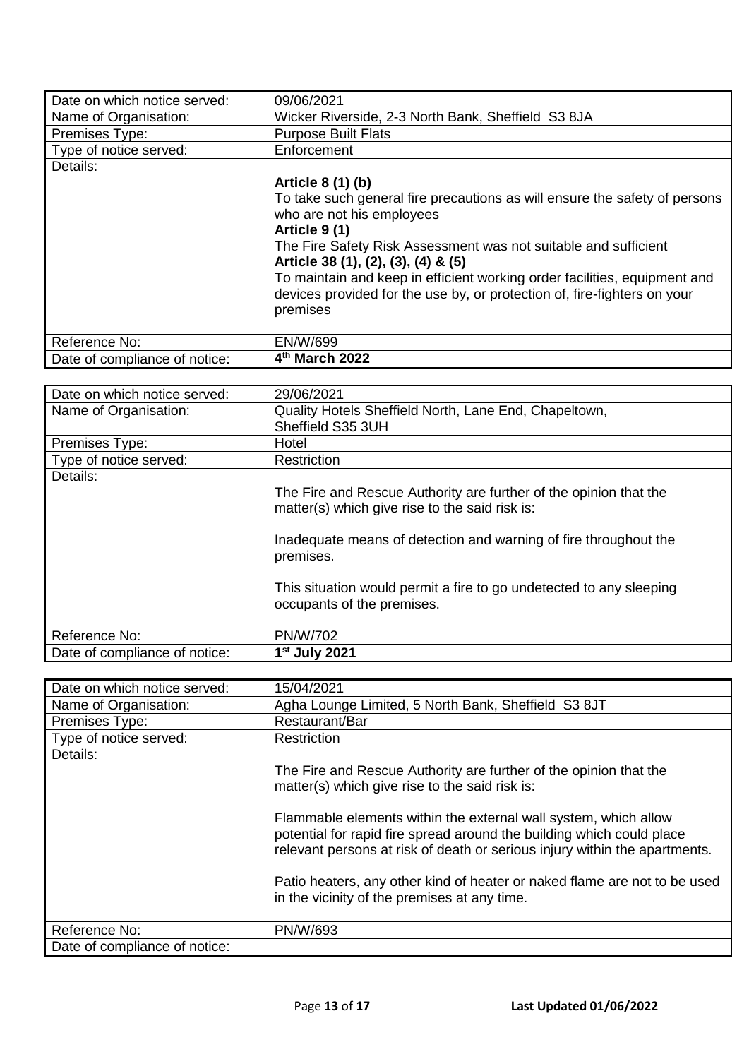| Date on which notice served: | 09/06/2021 |
|---|---|
| Name of Organisation: | Wicker Riverside, 2-3 North Bank, Sheffield S3 8JA |
| Premises Type: | Purpose Built Flats |
| Type of notice served: | Enforcement |
| Details: | **Article 8 (1) (b)**<br>To take such general fire precautions as will ensure the safety of persons who are not his employees<br>**Article 9 (1)**<br>The Fire Safety Risk Assessment was not suitable and sufficient<br>**Article 38 (1), (2), (3), (4) & (5)**<br>To maintain and keep in efficient working order facilities, equipment and devices provided for the use by, or protection of, fire-fighters on your premises |
| Reference No: | EN/W/699 |
| Date of compliance of notice: | **4th March 2022** |

| Date on which notice served: | 29/06/2021 |
|---|---|
| Name of Organisation: | Quality Hotels Sheffield North, Lane End, Chapeltown, Sheffield S35 3UH |
| Premises Type: | Hotel |
| Type of notice served: | Restriction |
| Details: | The Fire and Rescue Authority are further of the opinion that the matter(s) which give rise to the said risk is:<br><br>Inadequate means of detection and warning of fire throughout the premises.<br><br>This situation would permit a fire to go undetected to any sleeping occupants of the premises. |
| Reference No: | PN/W/702 |
| Date of compliance of notice: | **1st July 2021** |

| Date on which notice served: | 15/04/2021 |
|---|---|
| Name of Organisation: | Agha Lounge Limited, 5 North Bank, Sheffield S3 8JT |
| Premises Type: | Restaurant/Bar |
| Type of notice served: | Restriction |
| Details: | The Fire and Rescue Authority are further of the opinion that the matter(s) which give rise to the said risk is:<br><br>Flammable elements within the external wall system, which allow potential for rapid fire spread around the building which could place relevant persons at risk of death or serious injury within the apartments.<br><br>Patio heaters, any other kind of heater or naked flame are not to be used in the vicinity of the premises at any time. |
| Reference No: | PN/W/693 |
| Date of compliance of notice: | |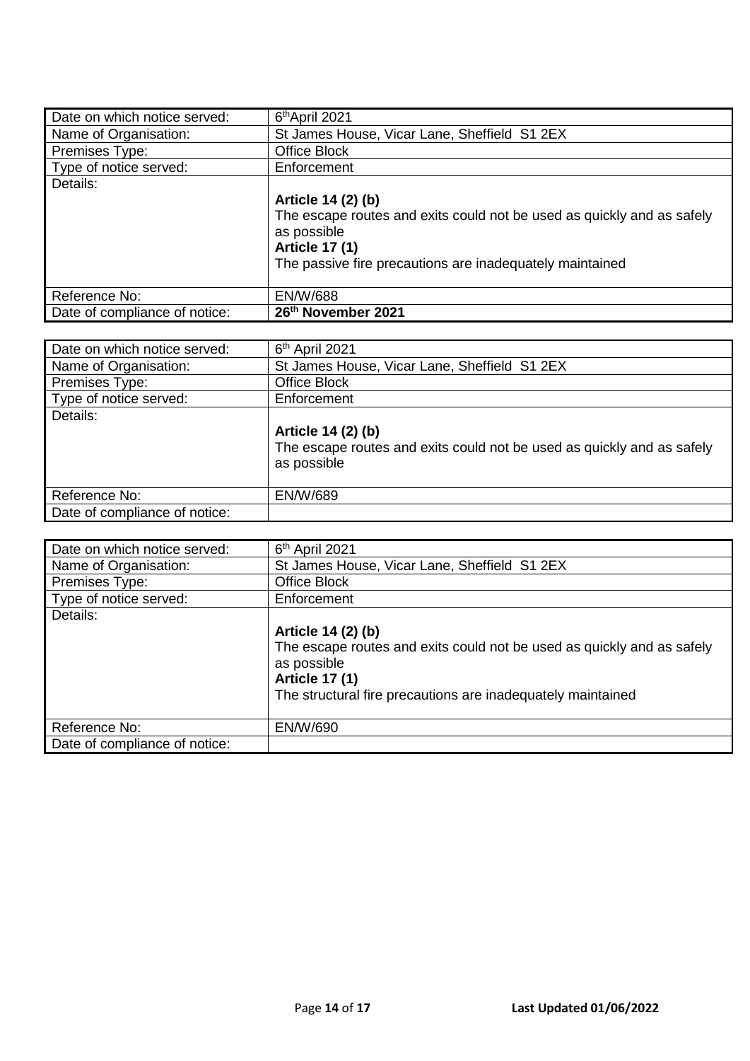| Date on which notice served: | 6th April 2021 |
|---|---|
| Name of Organisation: | St James House, Vicar Lane, Sheffield S1 2EX |
| Premises Type: | Office Block |
| Type of notice served: | Enforcement |
| Details: | **Article 14 (2) (b)**<br>The escape routes and exits could not be used as quickly and as safely as possible<br>**Article 17 (1)**<br>The passive fire precautions are inadequately maintained |
| Reference No: | EN/W/688 |
| Date of compliance of notice: | **26th November 2021** |

| Date on which notice served: | 6th April 2021 |
|---|---|
| Name of Organisation: | St James House, Vicar Lane, Sheffield S1 2EX |
| Premises Type: | Office Block |
| Type of notice served: | Enforcement |
| Details: | **Article 14 (2) (b)**<br>The escape routes and exits could not be used as quickly and as safely as possible |
| Reference No: | EN/W/689 |
| Date of compliance of notice: | |

| Date on which notice served: | 6th April 2021 |
|---|---|
| Name of Organisation: | St James House, Vicar Lane, Sheffield S1 2EX |
| Premises Type: | Office Block |
| Type of notice served: | Enforcement |
| Details: | **Article 14 (2) (b)**<br>The escape routes and exits could not be used as quickly and as safely as possible<br>**Article 17 (1)**<br>The structural fire precautions are inadequately maintained |
| Reference No: | EN/W/690 |
| Date of compliance of notice: | |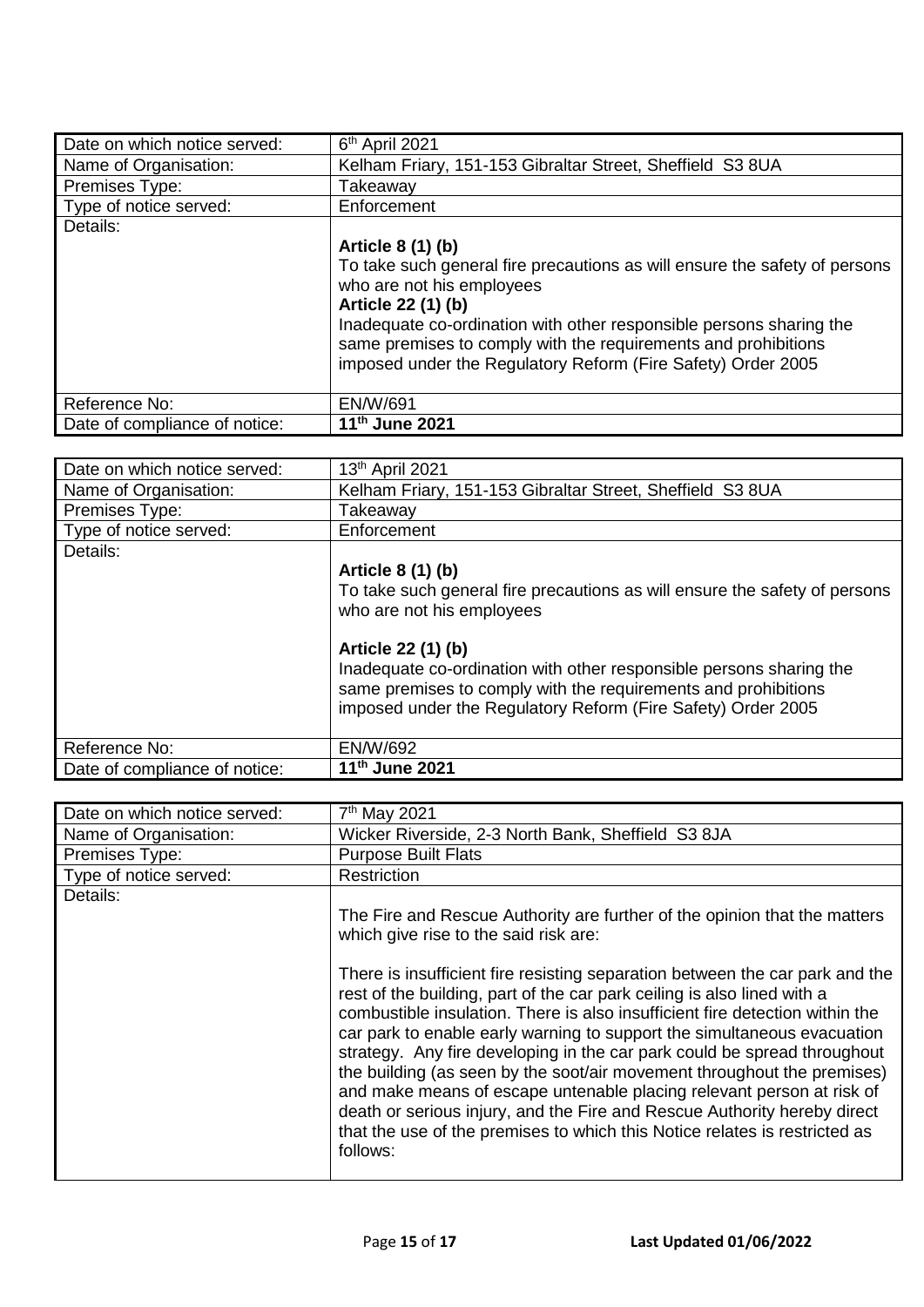| Date on which notice served: | 6th April 2021 |
| --- | --- |
| Name of Organisation: | Kelham Friary, 151-153 Gibraltar Street, Sheffield S3 8UA |
| Premises Type: | Takeaway |
| Type of notice served: | Enforcement |
| Details: | **Article 8 (1) (b)**<br>To take such general fire precautions as will ensure the safety of persons who are not his employees<br>**Article 22 (1) (b)**<br>Inadequate co-ordination with other responsible persons sharing the same premises to comply with the requirements and prohibitions imposed under the Regulatory Reform (Fire Safety) Order 2005 |
| Reference No: | EN/W/691 |
| Date of compliance of notice: | **11th June 2021** |

| Date on which notice served: | 13th April 2021 |
| --- | --- |
| Name of Organisation: | Kelham Friary, 151-153 Gibraltar Street, Sheffield S3 8UA |
| Premises Type: | Takeaway |
| Type of notice served: | Enforcement |
| Details: | **Article 8 (1) (b)**<br>To take such general fire precautions as will ensure the safety of persons who are not his employees<br><br>**Article 22 (1) (b)**<br>Inadequate co-ordination with other responsible persons sharing the same premises to comply with the requirements and prohibitions imposed under the Regulatory Reform (Fire Safety) Order 2005 |
| Reference No: | EN/W/692 |
| Date of compliance of notice: | **11th June 2021** |

| Date on which notice served: | 7th May 2021 |
| --- | --- |
| Name of Organisation: | Wicker Riverside, 2-3 North Bank, Sheffield S3 8JA |
| Premises Type: | Purpose Built Flats |
| Type of notice served: | Restriction |
| Details: | The Fire and Rescue Authority are further of the opinion that the matters which give rise to the said risk are:<br><br>There is insufficient fire resisting separation between the car park and the rest of the building, part of the car park ceiling is also lined with a combustible insulation. There is also insufficient fire detection within the car park to enable early warning to support the simultaneous evacuation strategy. Any fire developing in the car park could be spread throughout the building (as seen by the soot/air movement throughout the premises) and make means of escape untenable placing relevant person at risk of death or serious injury, and the Fire and Rescue Authority hereby direct that the use of the premises to which this Notice relates is restricted as follows: |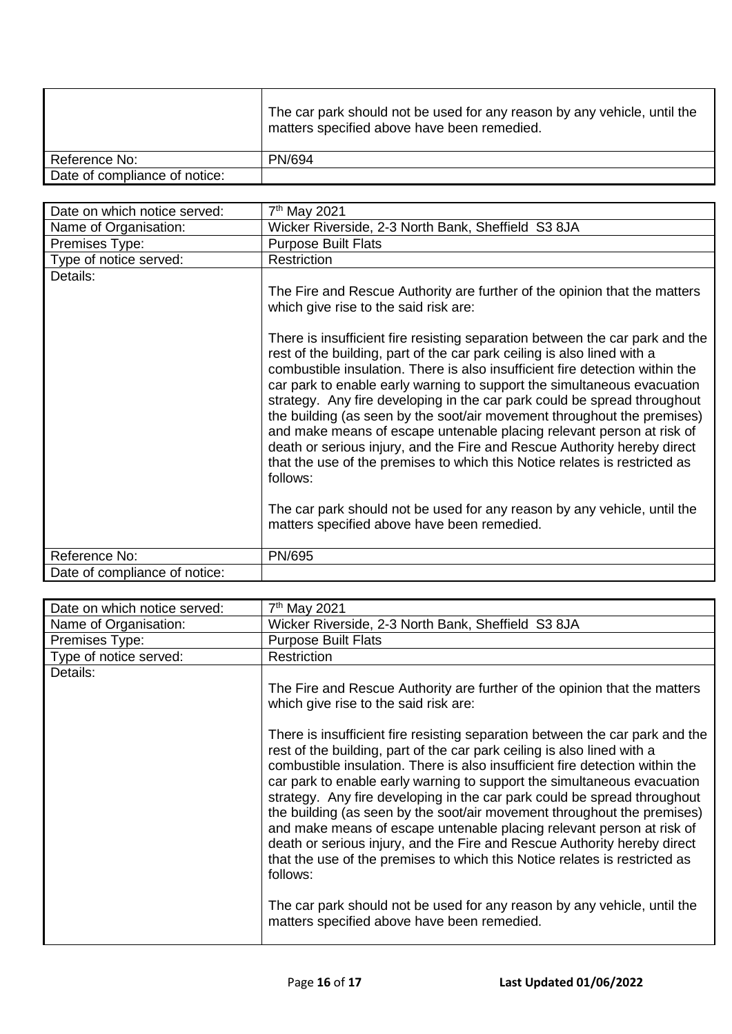| | |
|---|---|
| | The car park should not be used for any reason by any vehicle, until the matters specified above have been remedied. |
| Reference No: | PN/694 |
| Date of compliance of notice: | |

| | |
|---|---|
| Date on which notice served: | 7th May 2021 |
| Name of Organisation: | Wicker Riverside, 2-3 North Bank, Sheffield S3 8JA |
| Premises Type: | Purpose Built Flats |
| Type of notice served: | Restriction |
| Details: | The Fire and Rescue Authority are further of the opinion that the matters which give rise to the said risk are:<br><br>There is insufficient fire resisting separation between the car park and the rest of the building, part of the car park ceiling is also lined with a combustible insulation. There is also insufficient fire detection within the car park to enable early warning to support the simultaneous evacuation strategy. Any fire developing in the car park could be spread throughout the building (as seen by the soot/air movement throughout the premises) and make means of escape untenable placing relevant person at risk of death or serious injury, and the Fire and Rescue Authority hereby direct that the use of the premises to which this Notice relates is restricted as follows:<br><br>The car park should not be used for any reason by any vehicle, until the matters specified above have been remedied. |
| Reference No: | PN/695 |
| Date of compliance of notice: | |

| | |
|---|---|
| Date on which notice served: | 7th May 2021 |
| Name of Organisation: | Wicker Riverside, 2-3 North Bank, Sheffield S3 8JA |
| Premises Type: | Purpose Built Flats |
| Type of notice served: | Restriction |
| Details: | The Fire and Rescue Authority are further of the opinion that the matters which give rise to the said risk are:<br><br>There is insufficient fire resisting separation between the car park and the rest of the building, part of the car park ceiling is also lined with a combustible insulation. There is also insufficient fire detection within the car park to enable early warning to support the simultaneous evacuation strategy. Any fire developing in the car park could be spread throughout the building (as seen by the soot/air movement throughout the premises) and make means of escape untenable placing relevant person at risk of death or serious injury, and the Fire and Rescue Authority hereby direct that the use of the premises to which this Notice relates is restricted as follows:<br><br>The car park should not be used for any reason by any vehicle, until the matters specified above have been remedied. |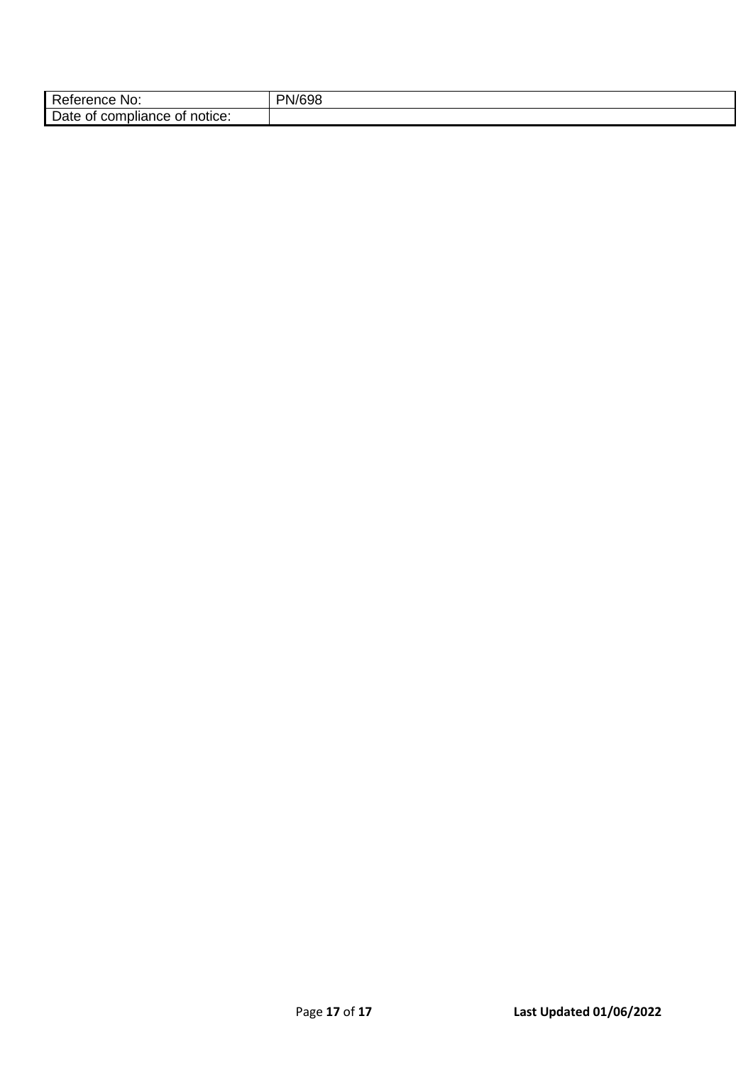| | |
|---|---|
| Reference No: | PN/698 |
| Date of compliance of notice: | |